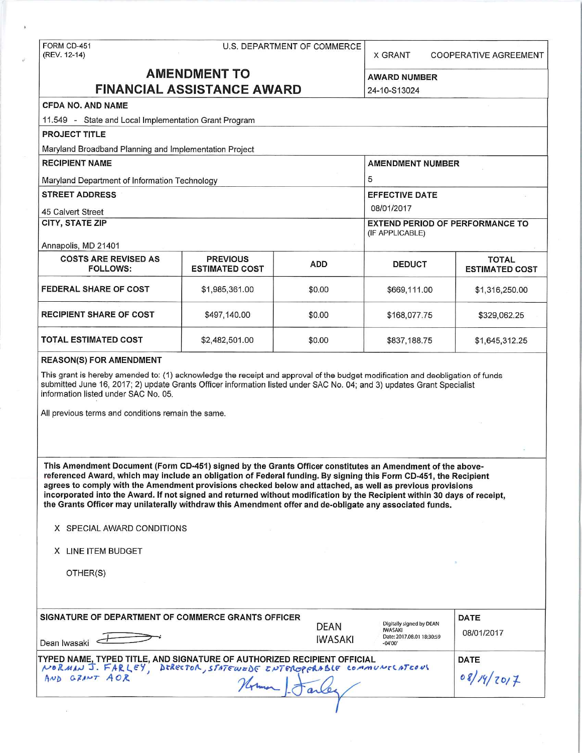FORM CD-451
(REV. 12-14)

U.S. DEPARTMENT OF COMMERCE

X GRANT    COOPERATIVE AGREEMENT

# AMENDMENT TO FINANCIAL ASSISTANCE AWARD

**AWARD NUMBER**
24-10-S13024

**CFDA NO. AND NAME**
11.549 - State and Local Implementation Grant Program

**PROJECT TITLE**
Maryland Broadband Planning and Implementation Project

**RECIPIENT NAME**
Maryland Department of Information Technology

**AMENDMENT NUMBER**
5

**STREET ADDRESS**
45 Calvert Street

**EFFECTIVE DATE**
08/01/2017

**CITY, STATE ZIP**
Annapolis, MD 21401

**EXTEND PERIOD OF PERFORMANCE TO** (IF APPLICABLE)

| COSTS ARE REVISED AS FOLLOWS: | PREVIOUS ESTIMATED COST | ADD | DEDUCT | TOTAL ESTIMATED COST |
|---|---|---|---|---|
| FEDERAL SHARE OF COST | $1,985,361.00 | $0.00 | $669,111.00 | $1,316,250.00 |
| RECIPIENT SHARE OF COST | $497,140.00 | $0.00 | $168,077.75 | $329,062.25 |
| TOTAL ESTIMATED COST | $2,482,501.00 | $0.00 | $837,188.75 | $1,645,312.25 |

**REASON(S) FOR AMENDMENT**

This grant is hereby amended to: (1) acknowledge the receipt and approval of the budget modification and deobligation of funds submitted June 16, 2017; 2) update Grants Officer information listed under SAC No. 04; and 3) updates Grant Specialist information listed under SAC No. 05.

All previous terms and conditions remain the same.

**This Amendment Document (Form CD-451) signed by the Grants Officer constitutes an Amendment of the above-referenced Award, which may include an obligation of Federal funding. By signing this Form CD-451, the Recipient agrees to comply with the Amendment provisions checked below and attached, as well as previous provisions incorporated into the Award. If not signed and returned without modification by the Recipient within 30 days of receipt, the Grants Officer may unilaterally withdraw this Amendment offer and de-obligate any associated funds.**

X SPECIAL AWARD CONDITIONS

X LINE ITEM BUDGET

OTHER(S)

**SIGNATURE OF DEPARTMENT OF COMMERCE GRANTS OFFICER**
Dean Iwasaki

DEAN IWASAKI — Digitally signed by DEAN IWASAKI Date: 2017.08.01 18:30:59 -04'00'

**DATE**
08/01/2017

**TYPED NAME, TYPED TITLE, AND SIGNATURE OF AUTHORIZED RECIPIENT OFFICIAL**
NORMAN J. FARLEY, DIRECTOR, STATEWIDE INTEROPERABLE COMMUNICATIONS AND GRANT AOR

**DATE**
08/14/2017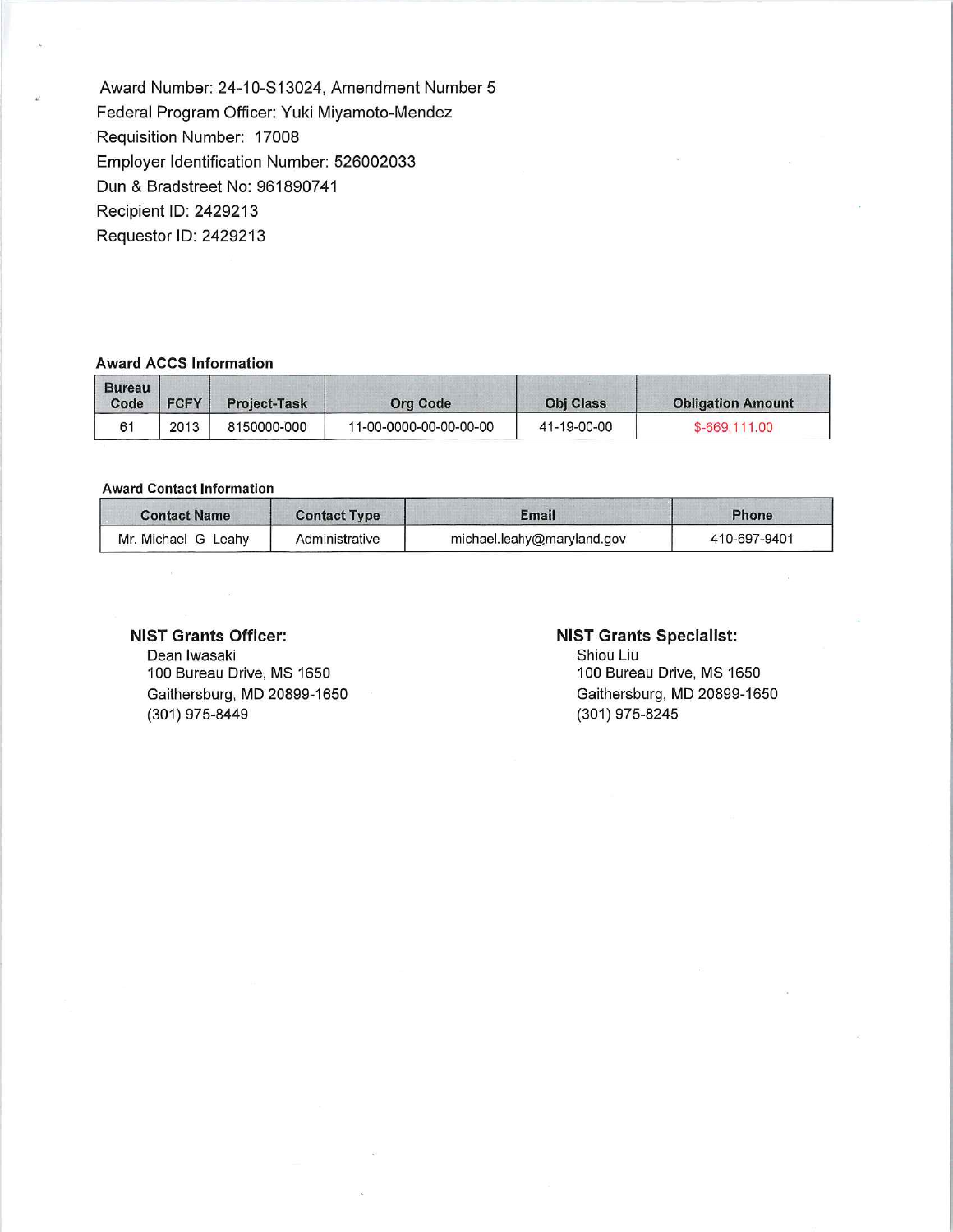Award Number: 24-10-S13024, Amendment Number 5
Federal Program Officer: Yuki Miyamoto-Mendez
Requisition Number: 17008
Employer Identification Number: 526002033
Dun & Bradstreet No: 961890741
Recipient ID: 2429213
Requestor ID: 2429213

**Award ACCS Information**

| Bureau Code | FCFY | Project-Task | Org Code | Obj Class | Obligation Amount |
|---|---|---|---|---|---|
| 61 | 2013 | 8150000-000 | 11-00-0000-00-00-00-00 | 41-19-00-00 | $-669,111.00 |

**Award Contact Information**

| Contact Name | Contact Type | Email | Phone |
|---|---|---|---|
| Mr. Michael G Leahy | Administrative | michael.leahy@maryland.gov | 410-697-9401 |

**NIST Grants Officer:**
Dean Iwasaki
100 Bureau Drive, MS 1650
Gaithersburg, MD 20899-1650
(301) 975-8449

**NIST Grants Specialist:**
Shiou Liu
100 Bureau Drive, MS 1650
Gaithersburg, MD 20899-1650
(301) 975-8245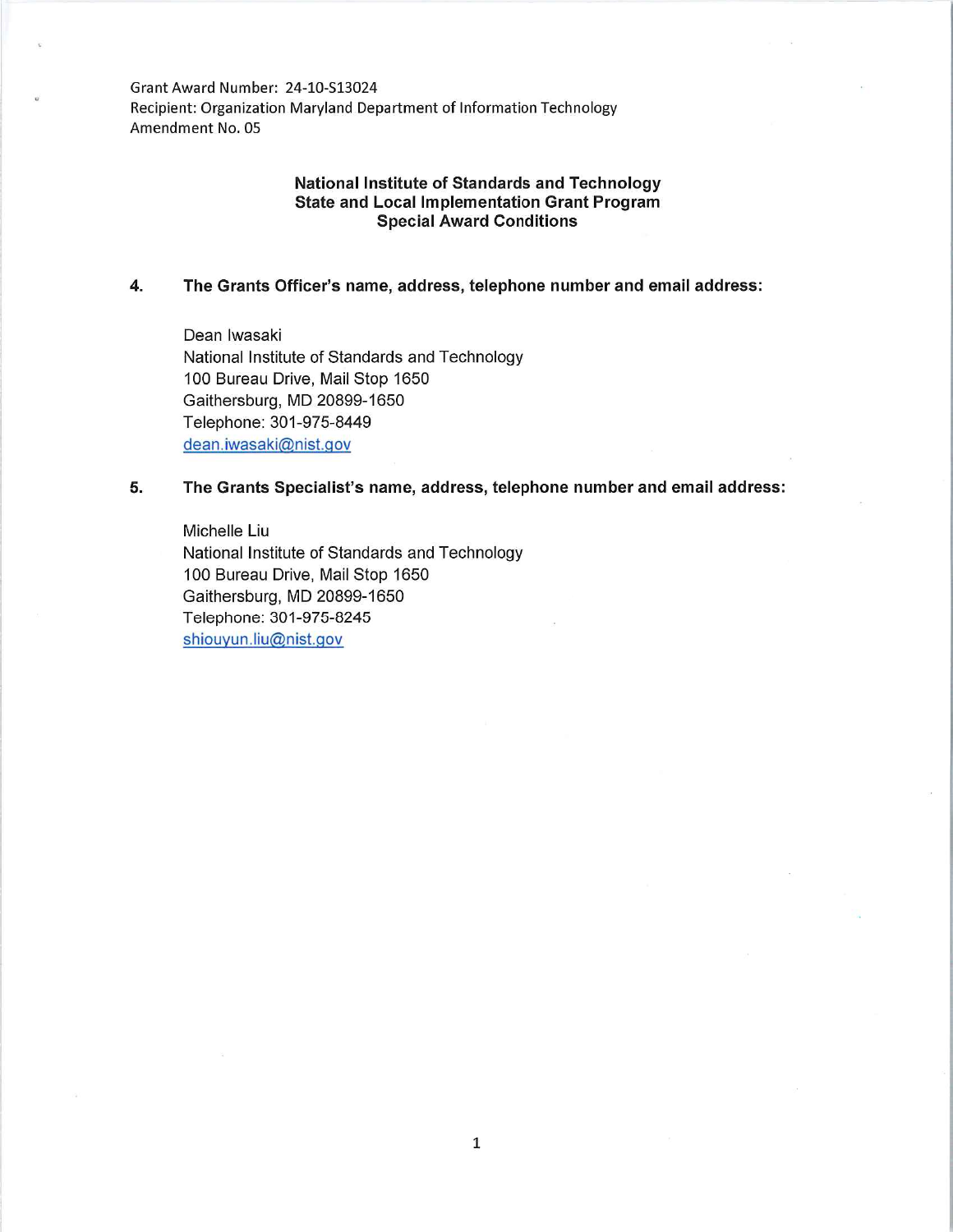Grant Award Number: 24-10-S13024
Recipient: Organization Maryland Department of Information Technology
Amendment No. 05

**National Institute of Standards and Technology**
**State and Local Implementation Grant Program**
**Special Award Conditions**

**4. The Grants Officer's name, address, telephone number and email address:**

Dean Iwasaki
National Institute of Standards and Technology
100 Bureau Drive, Mail Stop 1650
Gaithersburg, MD 20899-1650
Telephone: 301-975-8449
dean.iwasaki@nist.gov

**5. The Grants Specialist's name, address, telephone number and email address:**

Michelle Liu
National Institute of Standards and Technology
100 Bureau Drive, Mail Stop 1650
Gaithersburg, MD 20899-1650
Telephone: 301-975-8245
shiouyun.liu@nist.gov